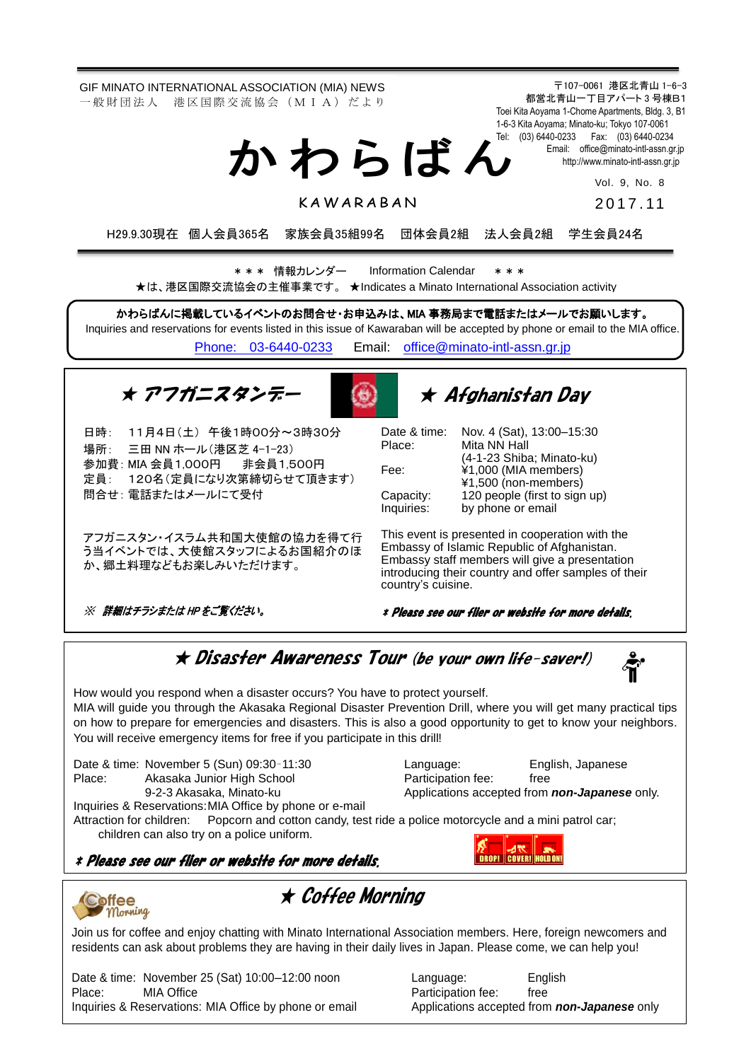GIF MINATO INTERNATIONAL ASSOCIATION (MIA) NEWS
一般財団法人　港区国際交流協会（ＭＩＡ）だより

〒107-0061 港区北青山 1-6-3
都営北青山一丁目アパート３号棟B1
Toei Kita Aoyama 1-Chome Apartments, Bldg. 3, B1
1-6-3 Kita Aoyama; Minato-ku; Tokyo 107-0061
Tel: (03) 6440-0233 Fax: (03) 6440-0234
Email: office@minato-intl-assn.gr.jp
http://www.minato-intl-assn.gr.jp

# かわらばん

KAWARABAN

Vol. 9, No. 8
2017.11

H29.9.30現在　個人会員365名　家族会員35組99名　団体会員2組　法人会員2組　学生会員24名

＊＊＊ 情報カレンダー　Information Calendar ＊＊＊
★は、港区国際交流協会の主催事業です。 ★Indicates a Minato International Association activity

**かわらばんに掲載しているイベントのお問合せ・お申込みは、MIA 事務局まで電話またはメールでお願いします。**
Inquiries and reservations for events listed in this issue of Kawaraban will be accepted by phone or email to the MIA office.
Phone: 03-6440-0233　Email: office@minato-intl-assn.gr.jp

## ★ アフガニスタンデー

日時：　11月4日（土）　午後1時00分～3時30分
場所：　三田 NN ホール（港区芝 4-1-23）
参加費：MIA 会員1,000円　　非会員1,500円
定員：　120名（定員になり次第締切らせて頂きます）
問合せ：電話またはメールにて受付

アフガニスタン・イスラム共和国大使館の協力を得て行う当イベントでは、大使館スタッフによるお国紹介のほか、郷土料理などもお楽しみいただけます。

※ 詳細はチラシまたは HP をご覧ください。

## ★ Afghanistan Day

Date & time: Nov. 4 (Sat), 13:00–15:30
Place: Mita NN Hall (4-1-23 Shiba; Minato-ku)
Fee: ¥1,000 (MIA members) ¥1,500 (non-members)
Capacity: 120 people (first to sign up)
Inquiries: by phone or email

This event is presented in cooperation with the Embassy of Islamic Republic of Afghanistan. Embassy staff members will give a presentation introducing their country and offer samples of their country's cuisine.

*\* Please see our flier or website for more details.*

## ★ Disaster Awareness Tour (be your own life-saver!)

How would you respond when a disaster occurs? You have to protect yourself.
MIA will guide you through the Akasaka Regional Disaster Prevention Drill, where you will get many practical tips on how to prepare for emergencies and disasters. This is also a good opportunity to get to know your neighbors. You will receive emergency items for free if you participate in this drill!

Date & time: November 5 (Sun) 09:30-11:30
Place: Akasaka Junior High School, 9-2-3 Akasaka, Minato-ku
Inquiries & Reservations: MIA Office by phone or e-mail
Language: English, Japanese
Participation fee: free
Applications accepted from ***non-Japanese*** only.
Attraction for children: Popcorn and cotton candy, test ride a police motorcycle and a mini patrol car; children can also try on a police uniform.

*\* Please see our flier or website for more details.*

## ★ Coffee Morning

Join us for coffee and enjoy chatting with Minato International Association members. Here, foreign newcomers and residents can ask about problems they are having in their daily lives in Japan. Please come, we can help you!

Date & time: November 25 (Sat) 10:00–12:00 noon
Place: MIA Office
Inquiries & Reservations: MIA Office by phone or email
Language: English
Participation fee: free
Applications accepted from ***non-Japanese*** only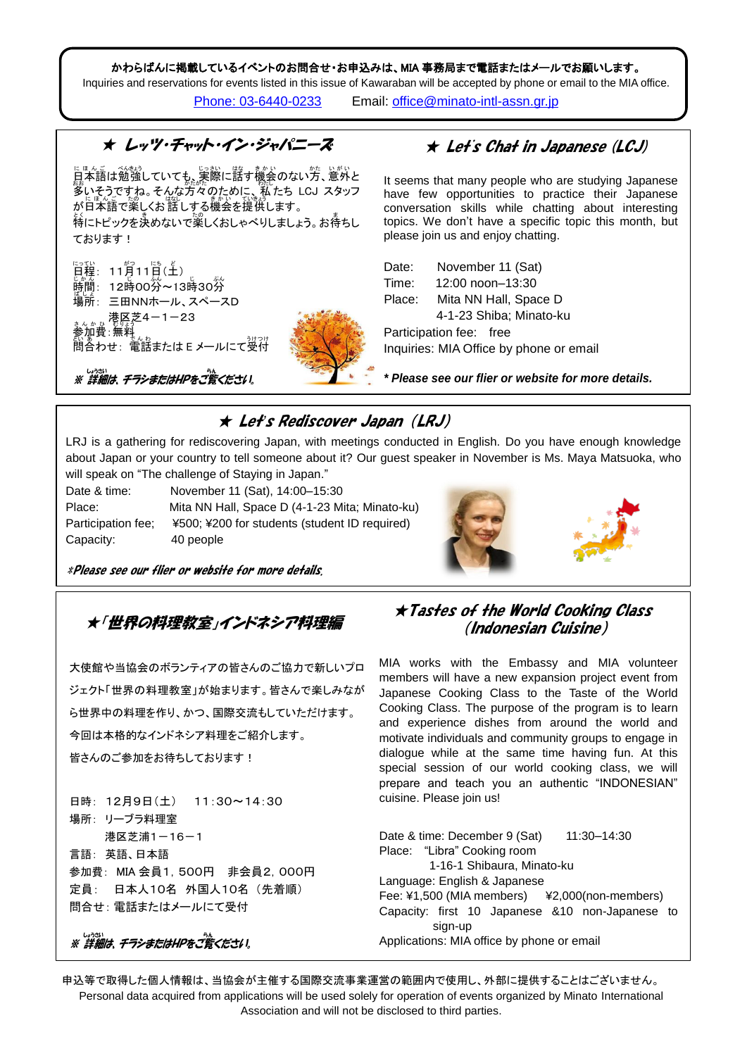かわらばんに掲載しているイベントのお問合せ・お申込みは、MIA 事務局まで電話またはメールでお願いします。
Inquiries and reservations for events listed in this issue of Kawaraban will be accepted by phone or email to the MIA office.
Phone: 03-6440-0233　　Email: office@minato-intl-assn.gr.jp

## ★ レッツ・チャット・イン・ジャパニーズ

日本語は勉強していても、実際に話す機会のない方、意外と多いそうですね。そんな方々のために、私たち LCJ スタッフが日本語で楽しくお話しする機会を提供します。
特にトピックを決めないで楽しくおしゃべりしましょう。お待ちしております！

日程：11月11日(土)
時間：12時00分～13時30分
場所：三田NNホール、スペースD
　　　港区芝4－1－23
参加費：無料
問合わせ：電話または E メールにて受付

※ 詳細は、チラシまたはHPをご覧ください。

## ★ Let's Chat in Japanese (LCJ)

It seems that many people who are studying Japanese have few opportunities to practice their Japanese conversation skills while chatting about interesting topics. We don't have a specific topic this month, but please join us and enjoy chatting.

Date: November 11 (Sat)
Time: 12:00 noon–13:30
Place: Mita NN Hall, Space D
4-1-23 Shiba; Minato-ku
Participation fee: free
Inquiries: MIA Office by phone or email

*** Please see our flier or website for more details.***

## ★ Let's Rediscover Japan (LRJ)

LRJ is a gathering for rediscovering Japan, with meetings conducted in English. Do you have enough knowledge about Japan or your country to tell someone about it? Our guest speaker in November is Ms. Maya Matsuoka, who will speak on "The challenge of Staying in Japan."

Date & time: November 11 (Sat), 14:00–15:30
Place: Mita NN Hall, Space D (4-1-23 Mita; Minato-ku)
Participation fee; ¥500; ¥200 for students (student ID required)
Capacity: 40 people

*Please see our flier or website for more details.*

## ★「世界の料理教室」インドネシア料理編

大使館や当協会のボランティアの皆さんのご協力で新しいプロジェクト「世界の料理教室」が始まります。皆さんで楽しみながら世界中の料理を作り、かつ、国際交流もしていただけます。
今回は本格的なインドネシア料理をご紹介します。
皆さんのご参加をお待ちしております！

日時：12月9日(土)　11:30～14:30
場所：リーブラ料理室
　　　港区芝浦1－16－1
言語：英語、日本語
参加費：MIA 会員1，500円　非会員2，000円
定員：日本人10名　外国人10名（先着順）
問合せ：電話またはメールにて受付

※ 詳細は、チラシまたはHPをご覧ください。

## ★Tastes of the World Cooking Class (Indonesian Cuisine)

MIA works with the Embassy and MIA volunteer members will have a new expansion project event from Japanese Cooking Class to the Taste of the World Cooking Class. The purpose of the program is to learn and experience dishes from around the world and motivate individuals and community groups to engage in dialogue while at the same time having fun. At this special session of our world cooking class, we will prepare and teach you an authentic "INDONESIAN" cuisine. Please join us!

Date & time: December 9 (Sat)　11:30–14:30
Place: "Libra" Cooking room
1-16-1 Shibaura, Minato-ku
Language: English & Japanese
Fee: ¥1,500 (MIA members)　¥2,000(non-members)
Capacity: first 10 Japanese &10 non-Japanese to sign-up
Applications: MIA office by phone or email

申込等で取得した個人情報は、当協会が主催する国際交流事業運営の範囲内で使用し、外部に提供することはございません。
Personal data acquired from applications will be used solely for operation of events organized by Minato International Association and will not be disclosed to third parties.